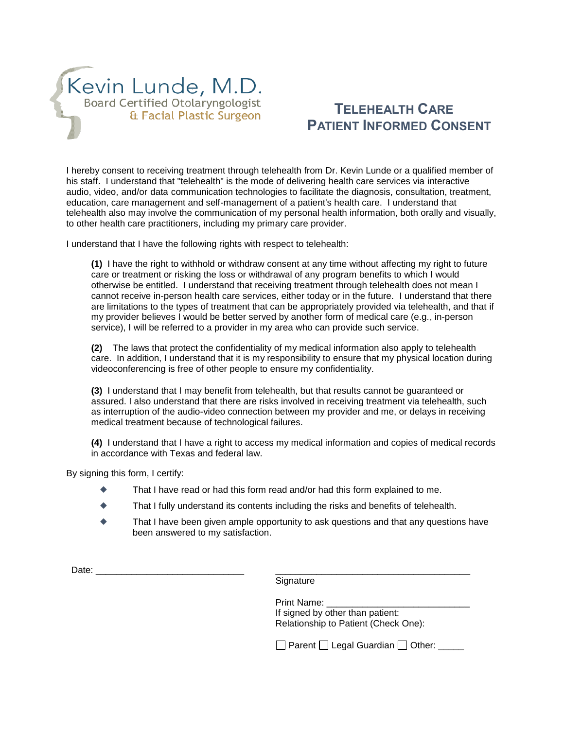Kevin Lunde, M.D.
Board Certified Otolaryngologist
& Facial Plastic Surgeon

# TELEHEALTH CARE PATIENT INFORMED CONSENT

I hereby consent to receiving treatment through telehealth from Dr. Kevin Lunde or a qualified member of his staff. I understand that "telehealth" is the mode of delivering health care services via interactive audio, video, and/or data communication technologies to facilitate the diagnosis, consultation, treatment, education, care management and self-management of a patient's health care. I understand that telehealth also may involve the communication of my personal health information, both orally and visually, to other health care practitioners, including my primary care provider.

I understand that I have the following rights with respect to telehealth:

**(1)** I have the right to withhold or withdraw consent at any time without affecting my right to future care or treatment or risking the loss or withdrawal of any program benefits to which I would otherwise be entitled. I understand that receiving treatment through telehealth does not mean I cannot receive in-person health care services, either today or in the future. I understand that there are limitations to the types of treatment that can be appropriately provided via telehealth, and that if my provider believes I would be better served by another form of medical care (e.g., in-person service), I will be referred to a provider in my area who can provide such service.

**(2)** The laws that protect the confidentiality of my medical information also apply to telehealth care. In addition, I understand that it is my responsibility to ensure that my physical location during videoconferencing is free of other people to ensure my confidentiality.

**(3)** I understand that I may benefit from telehealth, but that results cannot be guaranteed or assured. I also understand that there are risks involved in receiving treatment via telehealth, such as interruption of the audio-video connection between my provider and me, or delays in receiving medical treatment because of technological failures.

**(4)** I understand that I have a right to access my medical information and copies of medical records in accordance with Texas and federal law.

By signing this form, I certify:

- That I have read or had this form read and/or had this form explained to me.
- That I fully understand its contents including the risks and benefits of telehealth.
- That I have been given ample opportunity to ask questions and that any questions have been answered to my satisfaction.

Date: ______________________________

_______________________________________
Signature

Print Name: ____________________________
If signed by other than patient:
Relationship to Patient (Check One):

☐ Parent ☐ Legal Guardian ☐ Other: _____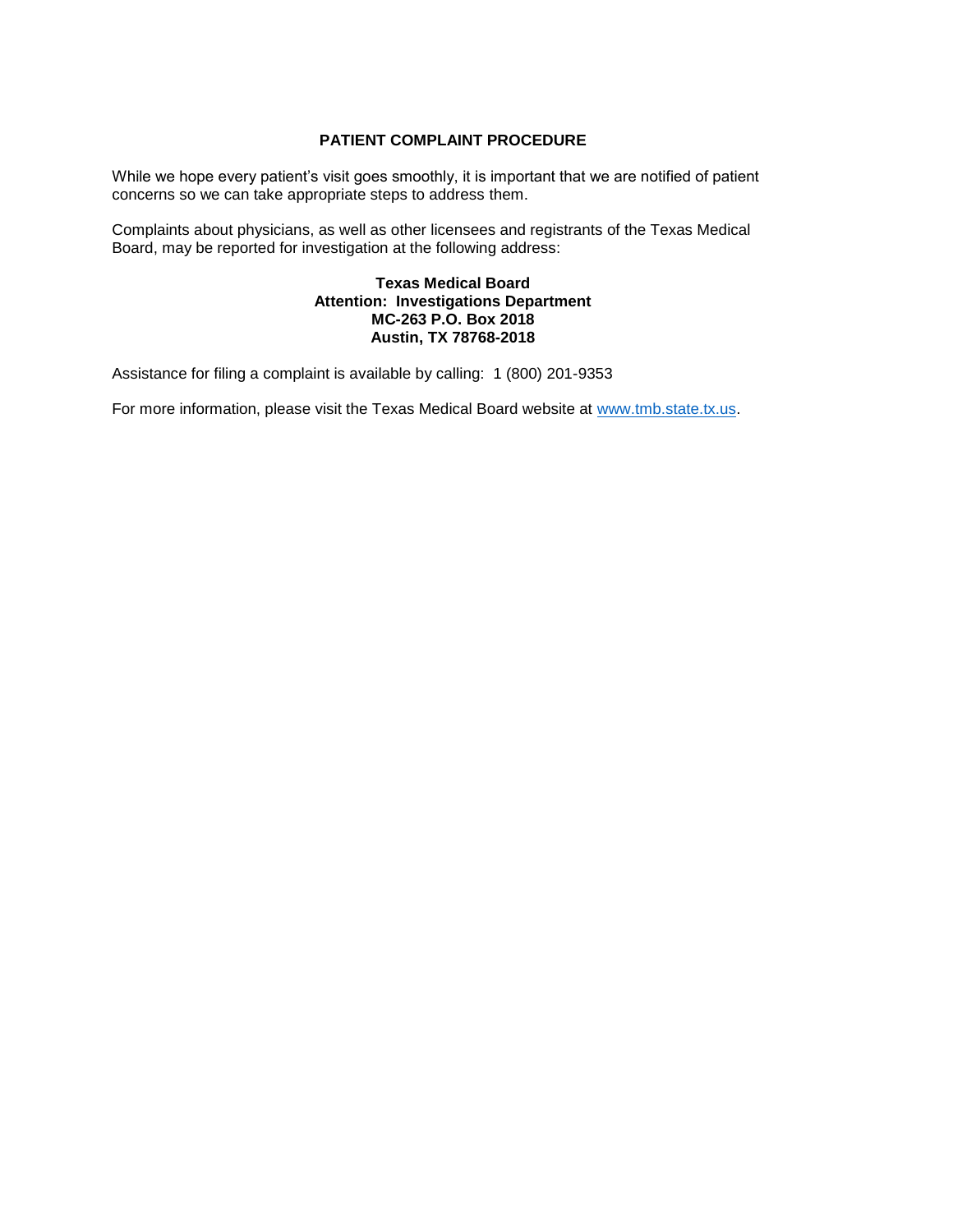# PATIENT COMPLAINT PROCEDURE

While we hope every patient's visit goes smoothly, it is important that we are notified of patient concerns so we can take appropriate steps to address them.

Complaints about physicians, as well as other licensees and registrants of the Texas Medical Board, may be reported for investigation at the following address:

**Texas Medical Board**
**Attention: Investigations Department**
**MC-263 P.O. Box 2018**
**Austin, TX 78768-2018**

Assistance for filing a complaint is available by calling: 1 (800) 201-9353

For more information, please visit the Texas Medical Board website at [www.tmb.state.tx.us](http://www.tmb.state.tx.us).